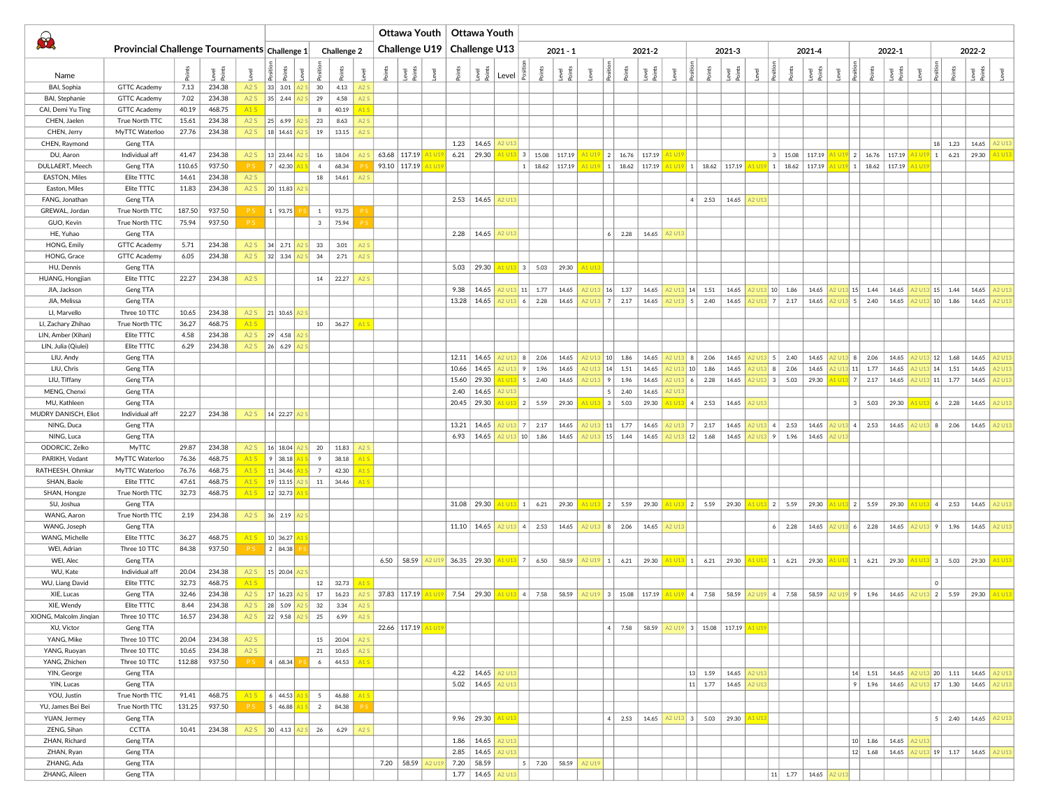| | Provincial Challenge Tournaments | | | | Challenge 1 | | | Challenge 2 | | | Ottawa Youth Challenge U19 | | | Ottawa Youth Challenge U13 | | | 2021-1 | | | | 2021-2 | | | | 2021-3 | | | | 2021-4 | | | | 2022-1 | | | | 2022-2 | | | |
|---|---|---|---|---|---|---|---|---|---|---|---|---|---|---|---|---|---|---|---|---|---|---|---|---|---|---|---|---|---|---|---|---|---|---|---|---|---|---|---|---|
| Name | | Points | Level Points | Level | Position | Points | Level | Position | Points | Level | Points | Level Points | Level | Points | Level Points | Level | Position | Points | Level Points | Level | Position | Points | Level Points | Level | Position | Points | Level Points | Level | Position | Points | Level Points | Level | Position | Points | Level Points | Level | Position | Points | Level Points | Level |
| BAI, Sophia | GTTC Academy | 7.13 | 234.38 | A2 S | 33 | 3.01 | A2 S | 30 | 4.13 | A2 S | | | | | | | | | | | | | | | | | | | | | | | | | | | | | | |
| BAI, Stephanie | GTTC Academy | 7.02 | 234.38 | A2 S | 35 | 2.44 | A2 S | 29 | 4.58 | A2 S | | | | | | | | | | | | | | | | | | | | | | | | | | | | | | |
| CAI, Demi Yu Ting | GTTC Academy | 40.19 | 468.75 | A1 S | | | | 8 | 40.19 | A1 S | | | | | | | | | | | | | | | | | | | | | | | | | | | | | | |
| CHEN, Jaelen | True North TTC | 15.61 | 234.38 | A2 S | 25 | 6.99 | A2 S | 23 | 8.63 | A2 S | | | | | | | | | | | | | | | | | | | | | | | | | | | | | | |
| CHEN, Jerry | MyTTC Waterloo | 27.76 | 234.38 | A2 S | 18 | 14.61 | A2 S | 19 | 13.15 | A2 S | | | | | | | | | | | | | | | | | | | | | | | | | | | | | | |
| CHEN, Raymond | Geng TTA | | | | | | | | | | | | | 1.23 | 14.65 | A2 U13 | | | | | | | | | | | | | | | | | | | | | 18 | 1.23 | 14.65 | A2 U13 |
| DU, Aaron | Individual aff | 41.47 | 234.38 | A2 S | 13 | 23.44 | A2 S | 16 | 18.04 | A2 S | 63.68 | 117.19 | A1 U19 | 6.21 | 29.30 | A1 U13 | 3 | 15.08 | 117.19 | A1 U19 | 2 | 16.76 | 117.19 | A1 U19 | | | | | 3 | 15.08 | 117.19 | A1 U19 | 2 | 16.76 | 117.19 | A1 U19 | 1 | 6.21 | 29.30 | A1 U13 |
| DULLAERT, Meech | Geng TTA | 110.65 | 937.50 | P S | 7 | 42.30 | A1 S | 4 | 68.34 | P S | 93.10 | 117.19 | A1 U19 | | | | 1 | 18.62 | 117.19 | A1 U19 | 1 | 18.62 | 117.19 | A1 U19 | 1 | 18.62 | 117.19 | A1 U19 | 1 | 18.62 | 117.19 | A1 U19 | 1 | 18.62 | 117.19 | A1 U19 | | | | |
| EASTON, Miles | Elite TTTC | 14.61 | 234.38 | A2 S | | | | 18 | 14.61 | A2 S | | | | | | | | | | | | | | | | | | | | | | | | | | | | | | |
| Easton, Miles | Elite TTTC | 11.83 | 234.38 | A2 S | 20 | 11.83 | A2 S | | | | | | | | | | | | | | | | | | | | | | | | | | | | | | | | | |
| FANG, Jonathan | Geng TTA | | | | | | | | | | | | | 2.53 | 14.65 | A2 U13 | | | | | | | | | 4 | 2.53 | 14.65 | A2 U13 | | | | | | | | | | | | |
| GREWAL, Jordan | True North TTC | 187.50 | 937.50 | P S | 1 | 93.75 | P S | 1 | 93.75 | P S | | | | | | | | | | | | | | | | | | | | | | | | | | | | | | |
| GUO, Kevin | True North TTC | 75.94 | 937.50 | P S | | | | 3 | 75.94 | P S | | | | | | | | | | | | | | | | | | | | | | | | | | | | | | |
| HE, Yuhao | Geng TTA | | | | | | | | | | | | | 2.28 | 14.65 | A2 U13 | | | | | 6 | 2.28 | 14.65 | A2 U13 | | | | | | | | | | | | | | | | |
| HONG, Emily | GTTC Academy | 5.71 | 234.38 | A2 S | 34 | 2.71 | A2 S | 33 | 3.01 | A2 S | | | | | | | | | | | | | | | | | | | | | | | | | | | | | | |
| HONG, Grace | GTTC Academy | 6.05 | 234.38 | A2 S | 32 | 3.34 | A2 S | 34 | 2.71 | A2 S | | | | | | | | | | | | | | | | | | | | | | | | | | | | | | |
| HU, Dennis | Geng TTA | | | | | | | | | | | | | 5.03 | 29.30 | A1 U13 | 3 | 5.03 | 29.30 | A1 U13 | | | | | | | | | | | | | | | | | | | | |
| HUANG, Hongjian | Elite TTTC | 22.27 | 234.38 | A2 S | | | | 14 | 22.27 | A2 S | | | | | | | | | | | | | | | | | | | | | | | | | | | | | | |
| JIA, Jackson | Geng TTA | | | | | | | | | | | | | 9.38 | 14.65 | A2 U13 | 11 | 1.77 | 14.65 | A2 U13 | 16 | 1.37 | 14.65 | A2 U13 | 14 | 1.51 | 14.65 | A2 U13 | 10 | 1.86 | 14.65 | A2 U13 | 15 | 1.44 | 14.65 | A2 U13 | 15 | 1.44 | 14.65 | A2 U13 |
| JIA, Melissa | Geng TTA | | | | | | | | | | | | | 13.28 | 14.65 | A2 U13 | 6 | 2.28 | 14.65 | A2 U13 | 7 | 2.17 | 14.65 | A2 U13 | 5 | 2.40 | 14.65 | A2 U13 | 7 | 2.17 | 14.65 | A2 U13 | 5 | 2.40 | 14.65 | A2 U13 | 10 | 1.86 | 14.65 | A2 U13 |
| LI, Marvello | Three 10 TTC | 10.65 | 234.38 | A2 S | 21 | 10.65 | A2 S | | | | | | | | | | | | | | | | | | | | | | | | | | | | | | | | | |
| LI, Zachary Zhihao | True North TTC | 36.27 | 468.75 | A1 S | | | | 10 | 36.27 | A1 S | | | | | | | | | | | | | | | | | | | | | | | | | | | | | | |
| LIN, Amber (Xihan) | Elite TTTC | 4.58 | 234.38 | A2 S | 29 | 4.58 | A2 S | | | | | | | | | | | | | | | | | | | | | | | | | | | | | | | | | |
| LIN, Julia (Qiulei) | Elite TTTC | 6.29 | 234.38 | A2 S | 26 | 6.29 | A2 S | | | | | | | | | | | | | | | | | | | | | | | | | | | | | | | | | |
| LIU, Andy | Geng TTA | | | | | | | | | | | | | 12.11 | 14.65 | A2 U13 | 8 | 2.06 | 14.65 | A2 U13 | 10 | 1.86 | 14.65 | A2 U13 | 8 | 2.06 | 14.65 | A2 U13 | 5 | 2.40 | 14.65 | A2 U13 | 8 | 2.06 | 14.65 | A2 U13 | 12 | 1.68 | 14.65 | A2 U13 |
| LIU, Chris | Geng TTA | | | | | | | | | | | | | 10.66 | 14.65 | A2 U13 | 9 | 1.96 | 14.65 | A2 U13 | 14 | 1.51 | 14.65 | A2 U13 | 10 | 1.86 | 14.65 | A2 U13 | 8 | 2.06 | 14.65 | A2 U13 | 11 | 1.77 | 14.65 | A2 U13 | 14 | 1.51 | 14.65 | A2 U13 |
| LIU, Tiffany | Geng TTA | | | | | | | | | | | | | 15.60 | 29.30 | A1 U13 | 5 | 2.40 | 14.65 | A2 U13 | 9 | 1.96 | 14.65 | A2 U13 | 6 | 2.28 | 14.65 | A2 U13 | 3 | 5.03 | 29.30 | A1 U13 | 7 | 2.17 | 14.65 | A2 U13 | 11 | 1.77 | 14.65 | A2 U13 |
| MENG, Chenxi | Geng TTA | | | | | | | | | | | | | 2.40 | 14.65 | A2 U13 | | | | | 5 | 2.40 | 14.65 | A2 U13 | | | | | | | | | | | | | | | | |
| MU, Kathleen | Geng TTA | | | | | | | | | | | | | 20.45 | 29.30 | A1 U13 | 2 | 5.59 | 29.30 | A1 U13 | 3 | 5.03 | 29.30 | A1 U13 | 4 | 2.53 | 14.65 | A2 U13 | | | | | 3 | 5.03 | 29.30 | A1 U13 | 6 | 2.28 | 14.65 | A2 U13 |
| MUDRY DANISCH, Eliot | Individual aff | 22.27 | 234.38 | A2 S | 14 | 22.27 | A2 S | | | | | | | | | | | | | | | | | | | | | | | | | | | | | | | | | |
| NING, Duca | Geng TTA | | | | | | | | | | | | | 13.21 | 14.65 | A2 U13 | 7 | 2.17 | 14.65 | A2 U13 | 11 | 1.77 | 14.65 | A2 U13 | 7 | 2.17 | 14.65 | A2 U13 | 4 | 2.53 | 14.65 | A2 U13 | 4 | 2.53 | 14.65 | A2 U13 | 8 | 2.06 | 14.65 | A2 U13 |
| NING, Luca | Geng TTA | | | | | | | | | | | | | 6.93 | 14.65 | A2 U13 | 10 | 1.86 | 14.65 | A2 U13 | 15 | 1.44 | 14.65 | A2 U13 | 12 | 1.68 | 14.65 | A2 U13 | 9 | 1.96 | 14.65 | A2 U13 | | | | | | | | |
| ODORCIC, Zelko | MyTTC | 29.87 | 234.38 | A2 S | 16 | 18.04 | A2 S | 20 | 11.83 | A2 S | | | | | | | | | | | | | | | | | | | | | | | | | | | | | | |
| PARIKH, Vedant | MyTTC Waterloo | 76.36 | 468.75 | A1 S | 9 | 38.18 | A1 S | 9 | 38.18 | A1 S | | | | | | | | | | | | | | | | | | | | | | | | | | | | | | |
| RATHEESH, Ohmkar | MyTTC Waterloo | 76.76 | 468.75 | A1 S | 11 | 34.46 | A1 S | 7 | 42.30 | A1 S | | | | | | | | | | | | | | | | | | | | | | | | | | | | | | |
| SHAN, Baole | Elite TTTC | 47.61 | 468.75 | A1 S | 19 | 13.15 | A2 S | 11 | 34.46 | A1 S | | | | | | | | | | | | | | | | | | | | | | | | | | | | | | |
| SHAN, Hongze | True North TTC | 32.73 | 468.75 | A1 S | 12 | 32.73 | A1 S | | | | | | | | | | | | | | | | | | | | | | | | | | | | | | | | | |
| SU, Joshua | Geng TTA | | | | | | | | | | | | | 31.08 | 29.30 | A1 U13 | 1 | 6.21 | 29.30 | A1 U13 | 2 | 5.59 | 29.30 | A1 U13 | 2 | 5.59 | 29.30 | A1 U13 | 2 | 5.59 | 29.30 | A1 U13 | 2 | 5.59 | 29.30 | A1 U13 | 4 | 2.53 | 14.65 | A2 U13 |
| WANG, Aaron | True North TTC | 2.19 | 234.38 | A2 S | 36 | 2.19 | A2 S | | | | | | | | | | | | | | | | | | | | | | | | | | | | | | | | | |
| WANG, Joseph | Geng TTA | | | | | | | | | | | | | 11.10 | 14.65 | A2 U13 | 4 | 2.53 | 14.65 | A2 U13 | 8 | 2.06 | 14.65 | A2 U13 | | | | | 6 | 2.28 | 14.65 | A2 U13 | 6 | 2.28 | 14.65 | A2 U13 | 9 | 1.96 | 14.65 | A2 U13 |
| WANG, Michelle | Elite TTTC | 36.27 | 468.75 | A1 S | 10 | 36.27 | A1 S | | | | | | | | | | | | | | | | | | | | | | | | | | | | | | | | | |
| WEI, Adrian | Three 10 TTC | 84.38 | 937.50 | P S | 2 | 84.38 | P S | | | | | | | | | | | | | | | | | | | | | | | | | | | | | | | | | |
| WEI, Alec | Geng TTA | | | | | | | | | | 6.50 | 58.59 | A2 U19 | 36.35 | 29.30 | A1 U13 | 7 | 6.50 | 58.59 | A2 U19 | 1 | 6.21 | 29.30 | A1 U13 | 1 | 6.21 | 29.30 | A1 U13 | 1 | 6.21 | 29.30 | A1 U13 | 1 | 6.21 | 29.30 | A1 U13 | 3 | 5.03 | 29.30 | A1 U13 |
| WU, Kate | Individual aff | 20.04 | 234.38 | A2 S | 15 | 20.04 | A2 S | | | | | | | | | | | | | | | | | | | | | | | | | | | | | | | | | |
| WU, Liang David | Elite TTTC | 32.73 | 468.75 | A1 S | | | | 12 | 32.73 | A1 S | | | | | | | | | | | | | | | | | | | | | | | | | | | 0 | | | |
| XIE, Lucas | Geng TTA | 32.46 | 234.38 | A2 S | 17 | 16.23 | A2 S | 17 | 16.23 | A2 S | 37.83 | 117.19 | A1 U19 | 7.54 | 29.30 | A1 U13 | 4 | 7.58 | 58.59 | A2 U19 | 3 | 15.08 | 117.19 | A1 U19 | 4 | 7.58 | 58.59 | A2 U19 | 4 | 7.58 | 58.59 | A2 U19 | 9 | 1.96 | 14.65 | A2 U13 | 2 | 5.59 | 29.30 | A1 U13 |
| XIE, Wendy | Elite TTTC | 8.44 | 234.38 | A2 S | 28 | 5.09 | A2 S | 32 | 3.34 | A2 S | | | | | | | | | | | | | | | | | | | | | | | | | | | | | | |
| XIONG, Malcolm Jinqian | Three 10 TTC | 16.57 | 234.38 | A2 S | 22 | 9.58 | A2 S | 25 | 6.99 | A2 S | | | | | | | | | | | | | | | | | | | | | | | | | | | | | | |
| XU, Victor | Geng TTA | | | | | | | | | | 22.66 | 117.19 | A1 U19 | | | | | | | | 4 | 7.58 | 58.59 | A2 U19 | 3 | 15.08 | 117.19 | A1 U19 | | | | | | | | | | | | |
| YANG, Mike | Three 10 TTC | 20.04 | 234.38 | A2 S | | | | 15 | 20.04 | A2 S | | | | | | | | | | | | | | | | | | | | | | | | | | | | | | |
| YANG, Ruoyan | Three 10 TTC | 10.65 | 234.38 | A2 S | | | | 21 | 10.65 | A2 S | | | | | | | | | | | | | | | | | | | | | | | | | | | | | | |
| YANG, Zhichen | Three 10 TTC | 112.88 | 937.50 | P S | 4 | 68.34 | P S | 6 | 44.53 | A1 S | | | | | | | | | | | | | | | | | | | | | | | | | | | | | | |
| YIN, George | Geng TTA | | | | | | | | | | | | | 4.22 | 14.65 | A2 U13 | | | | | | | | | 13 | 1.59 | 14.65 | A2 U13 | | | | | 14 | 1.51 | 14.65 | A2 U13 | 20 | 1.11 | 14.65 | A2 U13 |
| YIN, Lucas | Geng TTA | | | | | | | | | | | | | 5.02 | 14.65 | A2 U13 | | | | | | | | | 11 | 1.77 | 14.65 | A2 U13 | | | | | 9 | 1.96 | 14.65 | A2 U13 | 17 | 1.30 | 14.65 | A2 U13 |
| YOU, Justin | True North TTC | 91.41 | 468.75 | A1 S | 6 | 44.53 | A1 S | 5 | 46.88 | A1 S | | | | | | | | | | | | | | | | | | | | | | | | | | | | | | |
| YU, James Bei Bei | True North TTC | 131.25 | 937.50 | P S | 5 | 46.88 | A1 S | 2 | 84.38 | P S | | | | | | | | | | | | | | | | | | | | | | | | | | | | | | |
| YUAN, Jermey | Geng TTA | | | | | | | | | | | | | 9.96 | 29.30 | A1 U13 | | | | | 4 | 2.53 | 14.65 | A2 U13 | 3 | 5.03 | 29.30 | A1 U13 | | | | | | | | | 5 | 2.40 | 14.65 | A2 U13 |
| ZENG, Sihan | CCTTA | 10.41 | 234.38 | A2 S | 30 | 4.13 | A2 S | 26 | 6.29 | A2 S | | | | | | | | | | | | | | | | | | | | | | | | | | | | | | |
| ZHAN, Richard | Geng TTA | | | | | | | | | | | | | 1.86 | 14.65 | A2 U13 | | | | | | | | | | | | | | | | | 10 | 1.86 | 14.65 | A2 U13 | | | | |
| ZHAN, Ryan | Geng TTA | | | | | | | | | | | | | 2.85 | 14.65 | A2 U13 | | | | | | | | | | | | | | | | | 12 | 1.68 | 14.65 | A2 U13 | 19 | 1.17 | 14.65 | A2 U13 |
| ZHANG, Ada | Geng TTA | | | | | | | | | | 7.20 | 58.59 | A2 U19 | 7.20 | 58.59 | | 5 | 7.20 | 58.59 | A2 U19 | | | | | | | | | | | | | | | | | | | | |
| ZHANG, Aileen | Geng TTA | | | | | | | | | | | | | 1.77 | 14.65 | A2 U13 | | | | | | | | | | | | | 11 | 1.77 | 14.65 | A2 U13 | | | | | | | | |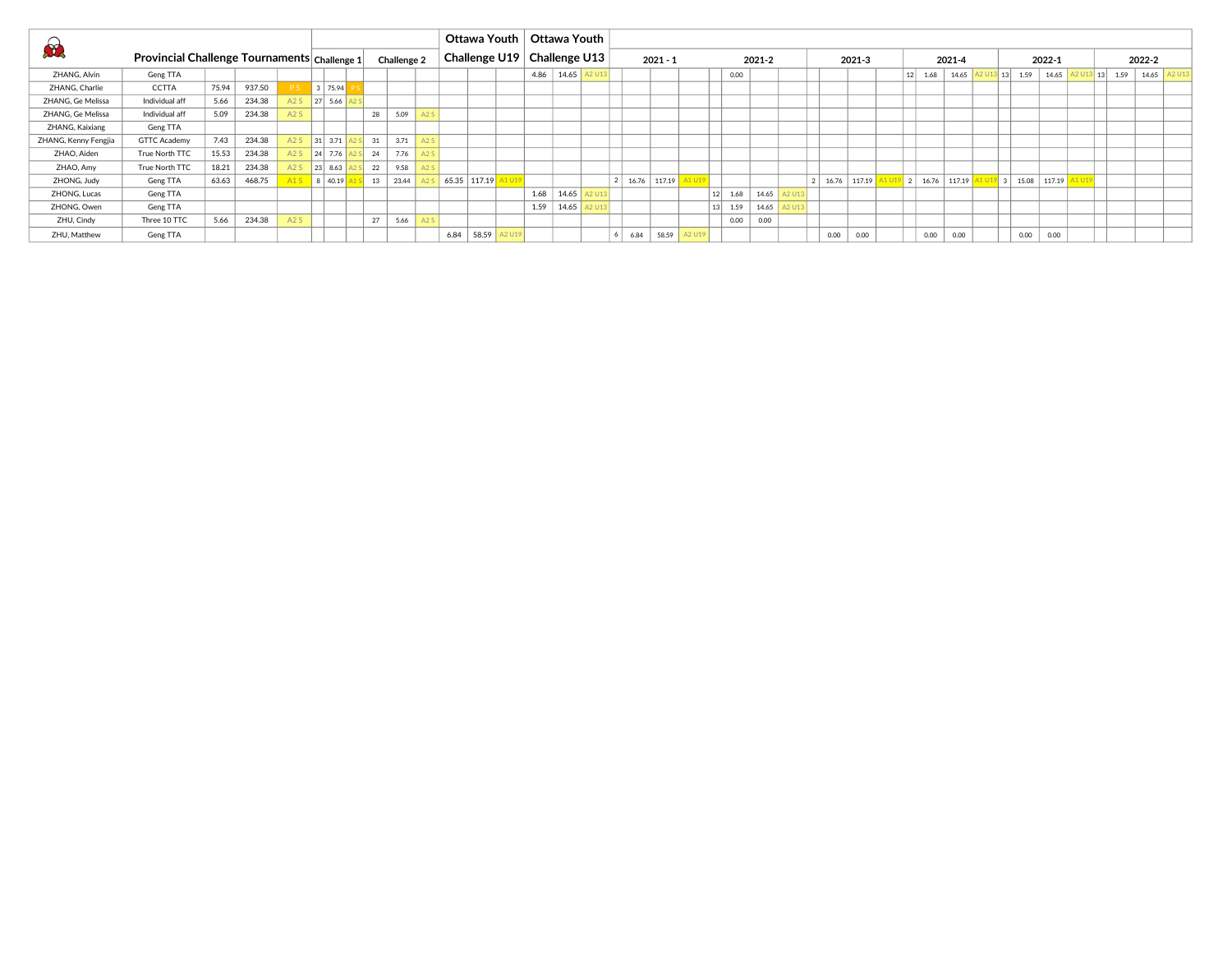| | | Provincial Challenge Tournaments | | | Challenge 1 | | | Challenge 2 | | | Ottawa Youth Challenge U19 | | | Ottawa Youth Challenge U13 | | | 2021 - 1 | | | | 2021-2 | | | | 2021-3 | | | | 2021-4 | | | | 2022-1 | | | | 2022-2 | | | |
|---|---|---|---|---|---|---|---|---|---|---|---|---|---|---|---|---|---|---|---|---|---|---|---|---|---|---|---|---|---|---|---|---|---|---|---|---|---|---|---|---|
| ZHANG, Alvin | Geng TTA | | | | | | | | | | | | | 4.86 | 14.65 | A2 U13 | | | | | | 0.00 | | | | | | | 12 | 1.68 | 14.65 | A2 U13 | 13 | 1.59 | 14.65 | A2 U13 | 13 | 1.59 | 14.65 | A2 U13 |
| ZHANG, Charlie | CCTTA | 75.94 | 937.50 | P S | 3 | 75.94 | P S | | | | | | | | | | | | | | | | | | | | | | | | | | | | | | | | | |
| ZHANG, Ge Melissa | Individual aff | 5.66 | 234.38 | A2 S | 27 | 5.66 | A2 S | | | | | | | | | | | | | | | | | | | | | | | | | | | | | | | | | |
| ZHANG, Ge Melissa | Individual aff | 5.09 | 234.38 | A2 S | | | | 28 | 5.09 | A2 S | | | | | | | | | | | | | | | | | | | | | | | | | | | | | | |
| ZHANG, Kaixiang | Geng TTA | | | | | | | | | | | | | | | | | | | | | | | | | | | | | | | | | | | | | | | |
| ZHANG, Kenny Fengjia | GTTC Academy | 7.43 | 234.38 | A2 S | 31 | 3.71 | A2 S | 31 | 3.71 | A2 S | | | | | | | | | | | | | | | | | | | | | | | | | | | | | | |
| ZHAO, Aiden | True North TTC | 15.53 | 234.38 | A2 S | 24 | 7.76 | A2 S | 24 | 7.76 | A2 S | | | | | | | | | | | | | | | | | | | | | | | | | | | | | | |
| ZHAO, Amy | True North TTC | 18.21 | 234.38 | A2 S | 23 | 8.63 | A2 S | 22 | 9.58 | A2 S | | | | | | | | | | | | | | | | | | | | | | | | | | | | | | |
| ZHONG, Judy | Geng TTA | 63.63 | 468.75 | A1 S | 8 | 40.19 | A1 S | 13 | 23.44 | A2 S | 65.35 | 117.19 | A1 U19 | | | | 2 | 16.76 | 117.19 | A1 U19 | | | | | 2 | 16.76 | 117.19 | A1 U19 | 2 | 16.76 | 117.19 | A1 U19 | 3 | 15.08 | 117.19 | A1 U19 | | | | |
| ZHONG, Lucas | Geng TTA | | | | | | | | | | | | | 1.68 | 14.65 | A2 U13 | | | | | 12 | 1.68 | 14.65 | A2 U13 | | | | | | | | | | | | | | | | |
| ZHONG, Owen | Geng TTA | | | | | | | | | | | | | 1.59 | 14.65 | A2 U13 | | | | | 13 | 1.59 | 14.65 | A2 U13 | | | | | | | | | | | | | | | | |
| ZHU, Cindy | Three 10 TTC | 5.66 | 234.38 | A2 S | | | | 27 | 5.66 | A2 S | | | | | | | | | | | | 0.00 | 0.00 | | | | | | | | | | | | | | | | | |
| ZHU, Matthew | Geng TTA | | | | | | | | | | 6.84 | 58.59 | A2 U19 | | | | 6 | 6.84 | 58.59 | A2 U19 | | | | | | 0.00 | 0.00 | | | 0.00 | 0.00 | | | 0.00 | 0.00 | | | | | |